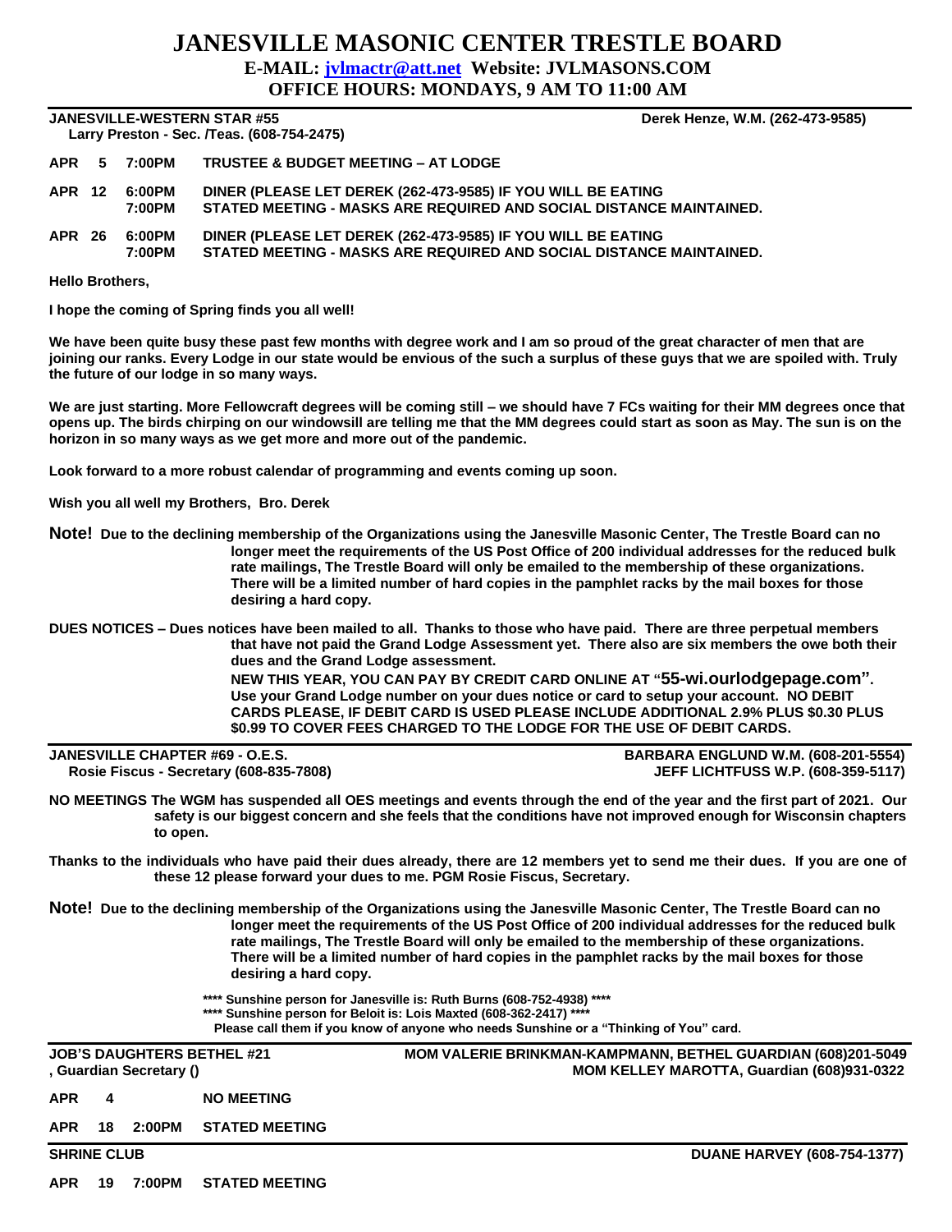# JANESVILLE MASONIC CENTER TRESTLE BOARD

**E-MAIL: jvlmactr@att.net Website: JVLMASONS.COM**

**OFFICE HOURS: MONDAYS, 9 AM TO 11:00 AM**

---

**JANESVILLE-WESTERN STAR #55** — **Derek Henze, W.M. (262-473-9585)**

**Larry Preston - Sec. /Teas. (608-754-2475)**

| | | |
|---|---|---|
| **APR 5** | **7:00PM** | **TRUSTEE & BUDGET MEETING – AT LODGE** |
| **APR 12** | **6:00PM** | **DINER (PLEASE LET DEREK (262-473-9585) IF YOU WILL BE EATING** |
| | **7:00PM** | **STATED MEETING - MASKS ARE REQUIRED AND SOCIAL DISTANCE MAINTAINED.** |
| **APR 26** | **6:00PM** | **DINER (PLEASE LET DEREK (262-473-9585) IF YOU WILL BE EATING** |
| | **7:00PM** | **STATED MEETING - MASKS ARE REQUIRED AND SOCIAL DISTANCE MAINTAINED.** |

**Hello Brothers,**

**I hope the coming of Spring finds you all well!**

**We have been quite busy these past few months with degree work and I am so proud of the great character of men that are joining our ranks. Every Lodge in our state would be envious of the such a surplus of these guys that we are spoiled with. Truly the future of our lodge in so many ways.**

**We are just starting. More Fellowcraft degrees will be coming still – we should have 7 FCs waiting for their MM degrees once that opens up. The birds chirping on our windowsill are telling me that the MM degrees could start as soon as May. The sun is on the horizon in so many ways as we get more and more out of the pandemic.**

**Look forward to a more robust calendar of programming and events coming up soon.**

**Wish you all well my Brothers, Bro. Derek**

**Note!** **Due to the declining membership of the Organizations using the Janesville Masonic Center, The Trestle Board can no longer meet the requirements of the US Post Office of 200 individual addresses for the reduced bulk rate mailings, The Trestle Board will only be emailed to the membership of these organizations. There will be a limited number of hard copies in the pamphlet racks by the mail boxes for those desiring a hard copy.**

**DUES NOTICES – Dues notices have been mailed to all. Thanks to those who have paid. There are three perpetual members that have not paid the Grand Lodge Assessment yet. There also are six members the owe both their dues and the Grand Lodge assessment.**

**NEW THIS YEAR, YOU CAN PAY BY CREDIT CARD ONLINE AT "55-wi.ourlodgepage.com". Use your Grand Lodge number on your dues notice or card to setup your account. NO DEBIT CARDS PLEASE, IF DEBIT CARD IS USED PLEASE INCLUDE ADDITIONAL 2.9% PLUS $0.30 PLUS $0.99 TO COVER FEES CHARGED TO THE LODGE FOR THE USE OF DEBIT CARDS.**

---

**JANESVILLE CHAPTER #69 - O.E.S.** — **BARBARA ENGLUND W.M. (608-201-5554)**

**Rosie Fiscus - Secretary (608-835-7808)** — **JEFF LICHTFUSS W.P. (608-359-5117)**

**NO MEETINGS The WGM has suspended all OES meetings and events through the end of the year and the first part of 2021. Our safety is our biggest concern and she feels that the conditions have not improved enough for Wisconsin chapters to open.**

**Thanks to the individuals who have paid their dues already, there are 12 members yet to send me their dues. If you are one of these 12 please forward your dues to me. PGM Rosie Fiscus, Secretary.**

**Note!** **Due to the declining membership of the Organizations using the Janesville Masonic Center, The Trestle Board can no longer meet the requirements of the US Post Office of 200 individual addresses for the reduced bulk rate mailings, The Trestle Board will only be emailed to the membership of these organizations. There will be a limited number of hard copies in the pamphlet racks by the mail boxes for those desiring a hard copy.**

**\*\*\*\* Sunshine person for Janesville is: Ruth Burns (608-752-4938) \*\*\*\***

**\*\*\*\* Sunshine person for Beloit is: Lois Maxted (608-362-2417) \*\*\*\***

**Please call them if you know of anyone who needs Sunshine or a "Thinking of You" card.**

---

**JOB'S DAUGHTERS BETHEL #21** — **MOM VALERIE BRINKMAN-KAMPMANN, BETHEL GUARDIAN (608)201-5049**

**, Guardian Secretary ()** — **MOM KELLEY MAROTTA, Guardian (608)931-0322**

| | | |
|---|---|---|
| **APR 4** | | **NO MEETING** |
| **APR 18** | **2:00PM** | **STATED MEETING** |

---

**SHRINE CLUB** — **DUANE HARVEY (608-754-1377)**

| | | |
|---|---|---|
| **APR 19** | **7:00PM** | **STATED MEETING** |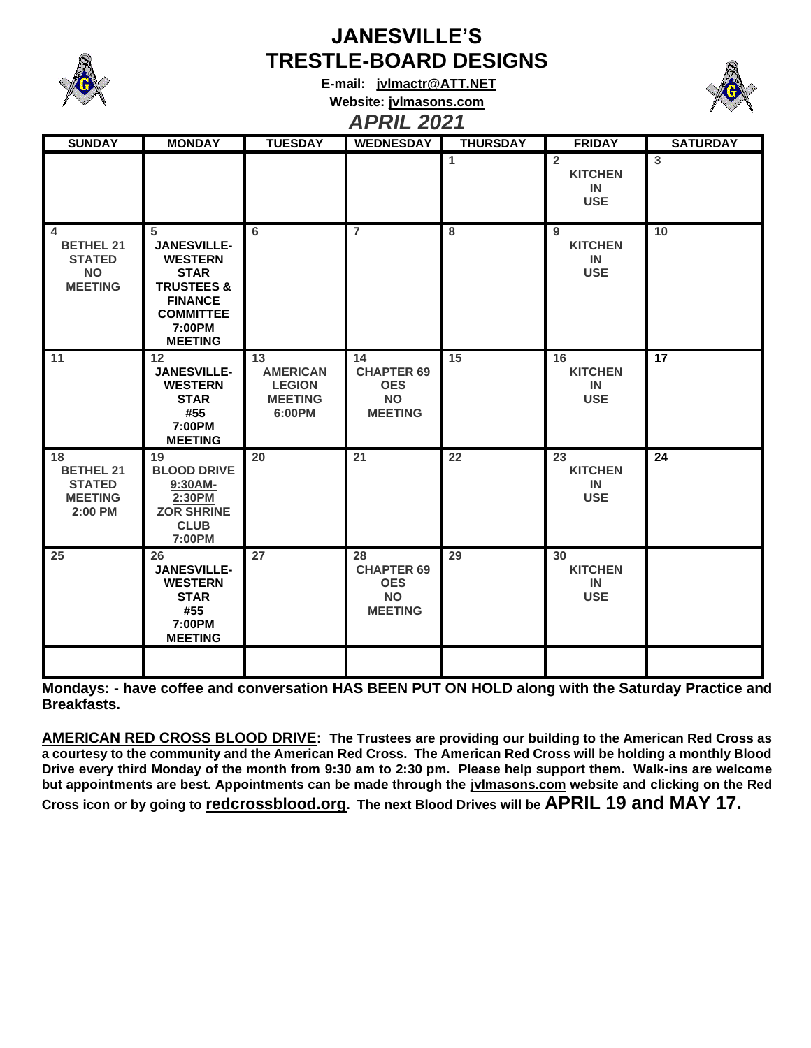# JANESVILLE'S TRESTLE-BOARD DESIGNS

**E-mail: jvlmactr@ATT.NET**

**Website: jvlmasons.com**

## *APRIL 2021*

| SUNDAY | MONDAY | TUESDAY | WEDNESDAY | THURSDAY | FRIDAY | SATURDAY |
|---|---|---|---|---|---|---|
| | | | | 1 | 2 KITCHEN IN USE | 3 |
| 4 BETHEL 21 STATED NO MEETING | 5 JANESVILLE-WESTERN STAR TRUSTEES & FINANCE COMMITTEE 7:00PM MEETING | 6 | 7 | 8 | 9 KITCHEN IN USE | 10 |
| 11 | 12 JANESVILLE-WESTERN STAR #55 7:00PM MEETING | 13 AMERICAN LEGION MEETING 6:00PM | 14 CHAPTER 69 OES NO MEETING | 15 | 16 KITCHEN IN USE | 17 |
| 18 BETHEL 21 STATED MEETING 2:00 PM | 19 BLOOD DRIVE 9:30AM-2:30PM ZOR SHRINE CLUB 7:00PM | 20 | 21 | 22 | 23 KITCHEN IN USE | 24 |
| 25 | 26 JANESVILLE-WESTERN STAR #55 7:00PM MEETING | 27 | 28 CHAPTER 69 OES NO MEETING | 29 | 30 KITCHEN IN USE | |
| | | | | | | |

**Mondays: - have coffee and conversation HAS BEEN PUT ON HOLD along with the Saturday Practice and Breakfasts.**

**AMERICAN RED CROSS BLOOD DRIVE: The Trustees are providing our building to the American Red Cross as a courtesy to the community and the American Red Cross. The American Red Cross will be holding a monthly Blood Drive every third Monday of the month from 9:30 am to 2:30 pm. Please help support them. Walk-ins are welcome but appointments are best. Appointments can be made through the jvlmasons.com website and clicking on the Red Cross icon or by going to redcrossblood.org. The next Blood Drives will be APRIL 19 and MAY 17.**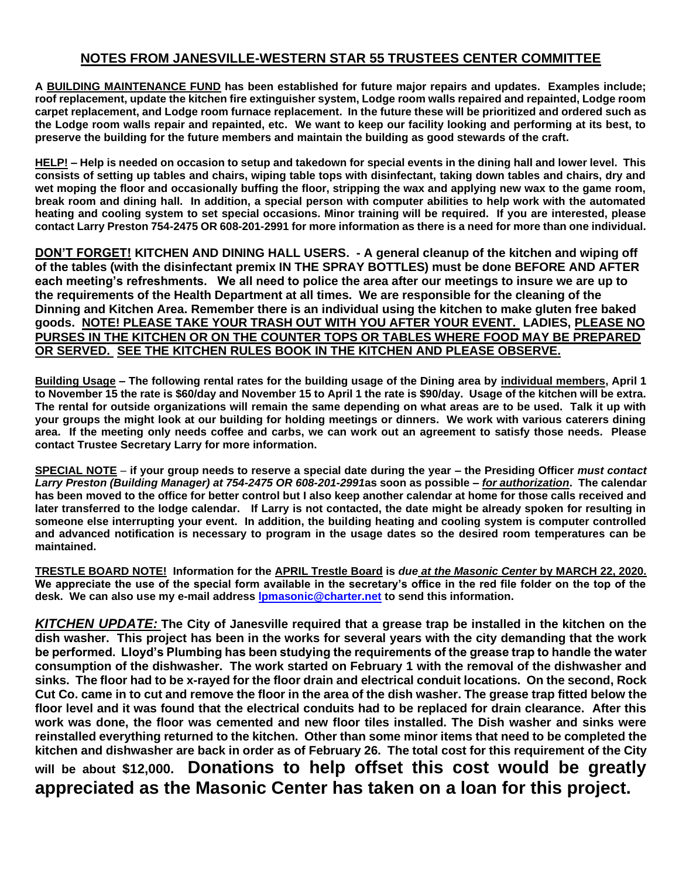## NOTES FROM JANESVILLE-WESTERN STAR 55 TRUSTEES CENTER COMMITTEE

**A <u>BUILDING MAINTENANCE FUND</u> has been established for future major repairs and updates. Examples include; roof replacement, update the kitchen fire extinguisher system, Lodge room walls repaired and repainted, Lodge room carpet replacement, and Lodge room furnace replacement. In the future these will be prioritized and ordered such as the Lodge room walls repair and repainted, etc. We want to keep our facility looking and performing at its best, to preserve the building for the future members and maintain the building as good stewards of the craft.**

**<u>HELP!</u> – Help is needed on occasion to setup and takedown for special events in the dining hall and lower level. This consists of setting up tables and chairs, wiping table tops with disinfectant, taking down tables and chairs, dry and wet moping the floor and occasionally buffing the floor, stripping the wax and applying new wax to the game room, break room and dining hall. In addition, a special person with computer abilities to help work with the automated heating and cooling system to set special occasions. Minor training will be required. If you are interested, please contact Larry Preston 754-2475 OR 608-201-2991 for more information as there is a need for more than one individual.**

**<u>DON'T FORGET!</u> KITCHEN AND DINING HALL USERS. - A general cleanup of the kitchen and wiping off of the tables (with the disinfectant premix IN THE SPRAY BOTTLES) must be done BEFORE AND AFTER each meeting's refreshments. We all need to police the area after our meetings to insure we are up to the requirements of the Health Department at all times. We are responsible for the cleaning of the Dinning and Kitchen Area. Remember there is an individual using the kitchen to make gluten free baked goods. <u>NOTE! PLEASE TAKE YOUR TRASH OUT WITH YOU AFTER YOUR EVENT.</u> LADIES, <u>PLEASE NO PURSES IN THE KITCHEN OR ON THE COUNTER TOPS OR TABLES WHERE FOOD MAY BE PREPARED OR SERVED. SEE THE KITCHEN RULES BOOK IN THE KITCHEN AND PLEASE OBSERVE.</u>**

**<u>Building Usage</u> – The following rental rates for the building usage of the Dining area by <u>individual members</u>, April 1 to November 15 the rate is $60/day and November 15 to April 1 the rate is $90/day. Usage of the kitchen will be extra. The rental for outside organizations will remain the same depending on what areas are to be used. Talk it up with your groups the might look at our building for holding meetings or dinners. We work with various caterers dining area. If the meeting only needs coffee and carbs, we can work out an agreement to satisfy those needs. Please contact Trustee Secretary Larry for more information.**

**<u>SPECIAL NOTE</u> – if your group needs to reserve a special date during the year – the Presiding Officer *must contact Larry Preston (Building Manager) at 754-2475 OR 608-201-2991*as soon as possible – *<u>for authorization</u>*. The calendar has been moved to the office for better control but I also keep another calendar at home for those calls received and later transferred to the lodge calendar. If Larry is not contacted, the date might be already spoken for resulting in someone else interrupting your event. In addition, the building heating and cooling system is computer controlled and advanced notification is necessary to program in the usage dates so the desired room temperatures can be maintained.**

**<u>TRESTLE BOARD NOTE!</u> Information for the <u>APRIL Trestle Board</u> is *<u>due at the Masonic Center</u>* <u>by MARCH 22, 2020.</u> We appreciate the use of the special form available in the secretary's office in the red file folder on the top of the desk. We can also use my e-mail address lpmasonic@charter.net to send this information.**

***<u>KITCHEN UPDATE:</u>* The City of Janesville required that a grease trap be installed in the kitchen on the dish washer. This project has been in the works for several years with the city demanding that the work be performed. Lloyd's Plumbing has been studying the requirements of the grease trap to handle the water consumption of the dishwasher. The work started on February 1 with the removal of the dishwasher and sinks. The floor had to be x-rayed for the floor drain and electrical conduit locations. On the second, Rock Cut Co. came in to cut and remove the floor in the area of the dish washer. The grease trap fitted below the floor level and it was found that the electrical conduits had to be replaced for drain clearance. After this work was done, the floor was cemented and new floor tiles installed. The Dish washer and sinks were reinstalled everything returned to the kitchen. Other than some minor items that need to be completed the kitchen and dishwasher are back in order as of February 26. The total cost for this requirement of the City will be about $12,000. Donations to help offset this cost would be greatly appreciated as the Masonic Center has taken on a loan for this project.**